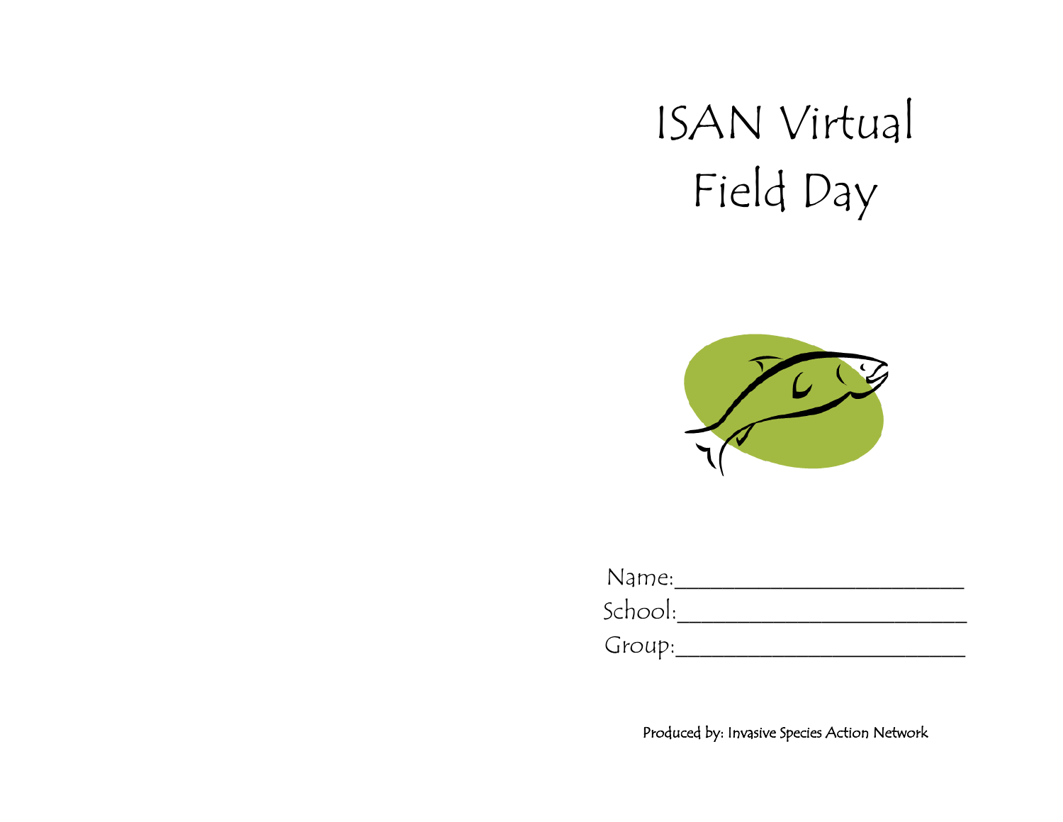# ISAN Virtual Field Day

Name:_________________________

School:_________________________

Group:_________________________

Produced by: Invasive Species Action Network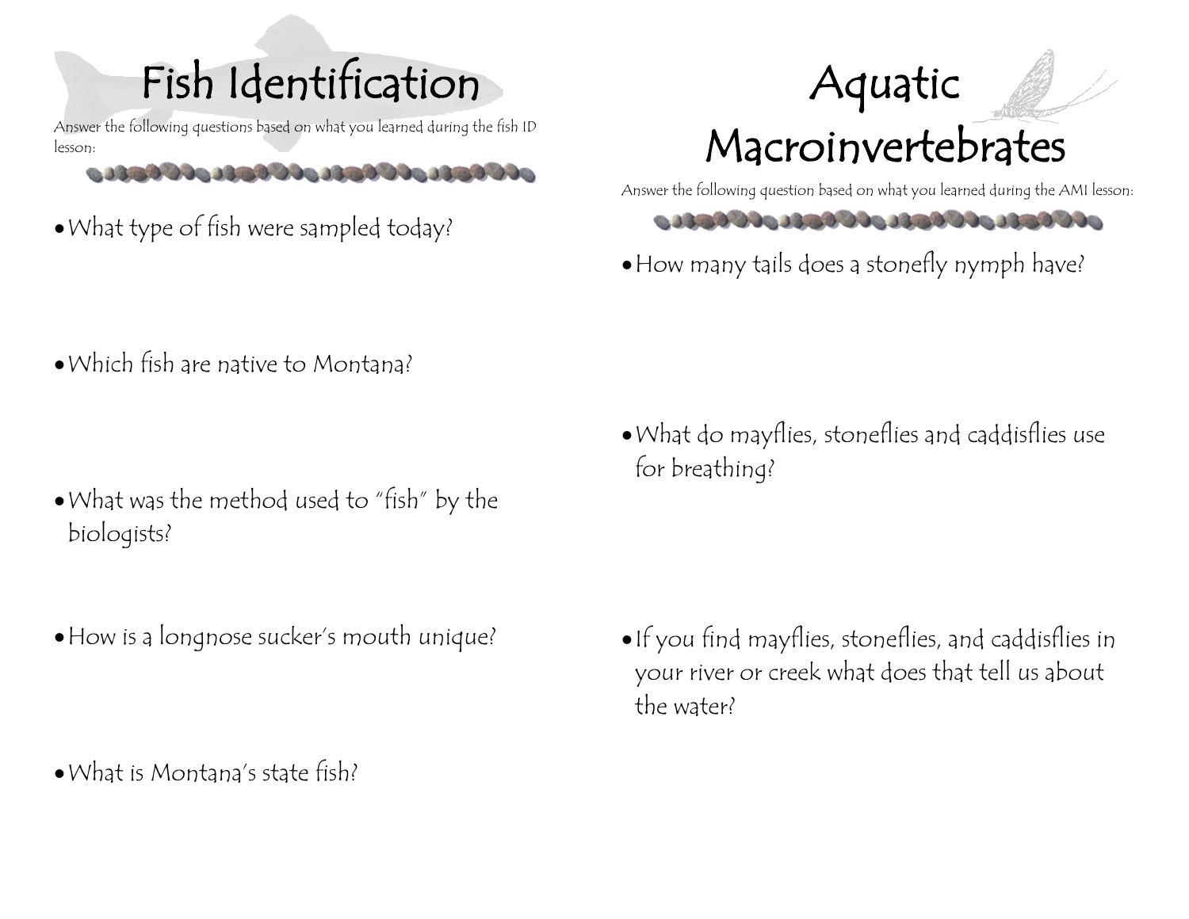# Fish Identification

Answer the following questions based on what you learned during the fish ID lesson:

- What type of fish were sampled today?

- Which fish are native to Montana?

- What was the method used to "fish" by the biologists?

- How is a longnose sucker's mouth unique?

- What is Montana's state fish?

# Aquatic Macroinvertebrates

Answer the following question based on what you learned during the AMI lesson:

- How many tails does a stonefly nymph have?

- What do mayflies, stoneflies and caddisflies use for breathing?

- If you find mayflies, stoneflies, and caddisflies in your river or creek what does that tell us about the water?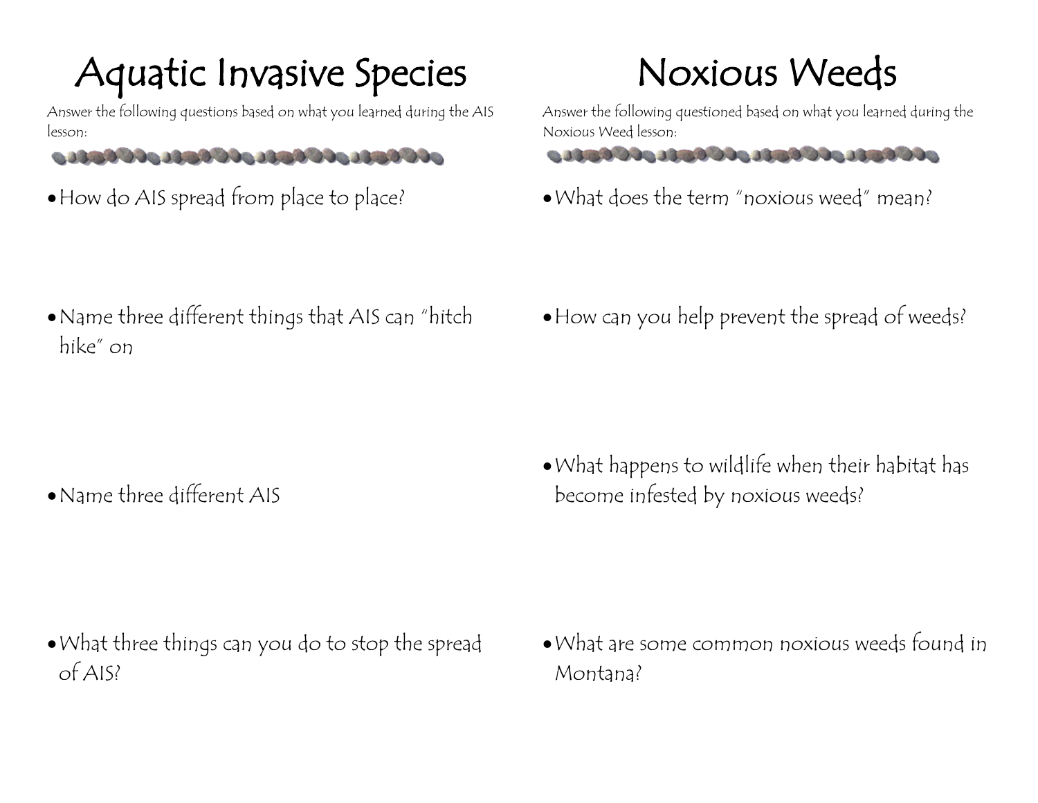# Aquatic Invasive Species

Answer the following questions based on what you learned during the AIS lesson:

- How do AIS spread from place to place?

- Name three different things that AIS can "hitch hike" on

- Name three different AIS

- What three things can you do to stop the spread of AIS?

# Noxious Weeds

Answer the following questioned based on what you learned during the Noxious Weed lesson:

- What does the term "noxious weed" mean?

- How can you help prevent the spread of weeds?

- What happens to wildlife when their habitat has become infested by noxious weeds?

- What are some common noxious weeds found in Montana?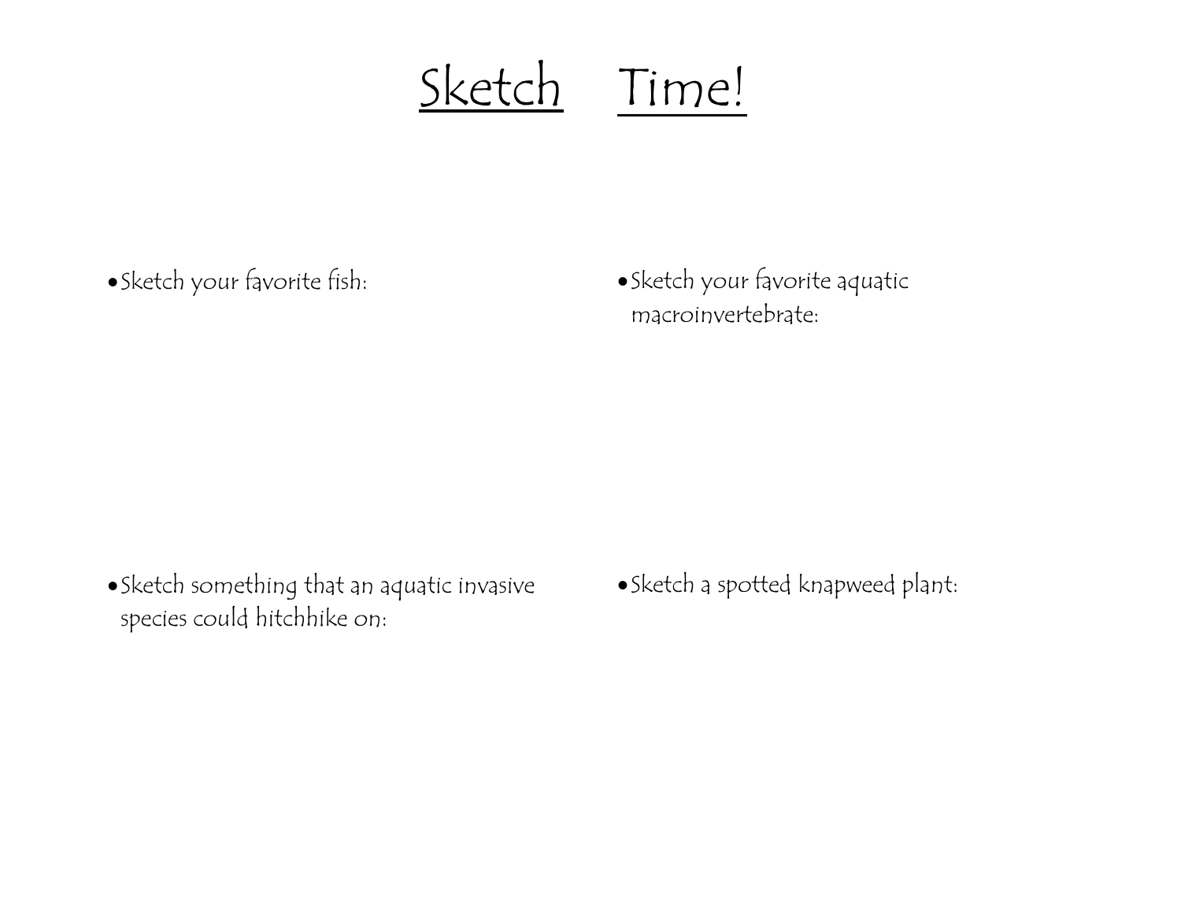# Sketch Time!

- Sketch your favorite fish:
- Sketch your favorite aquatic macroinvertebrate:
- Sketch something that an aquatic invasive species could hitchhike on:
- Sketch a spotted knapweed plant: